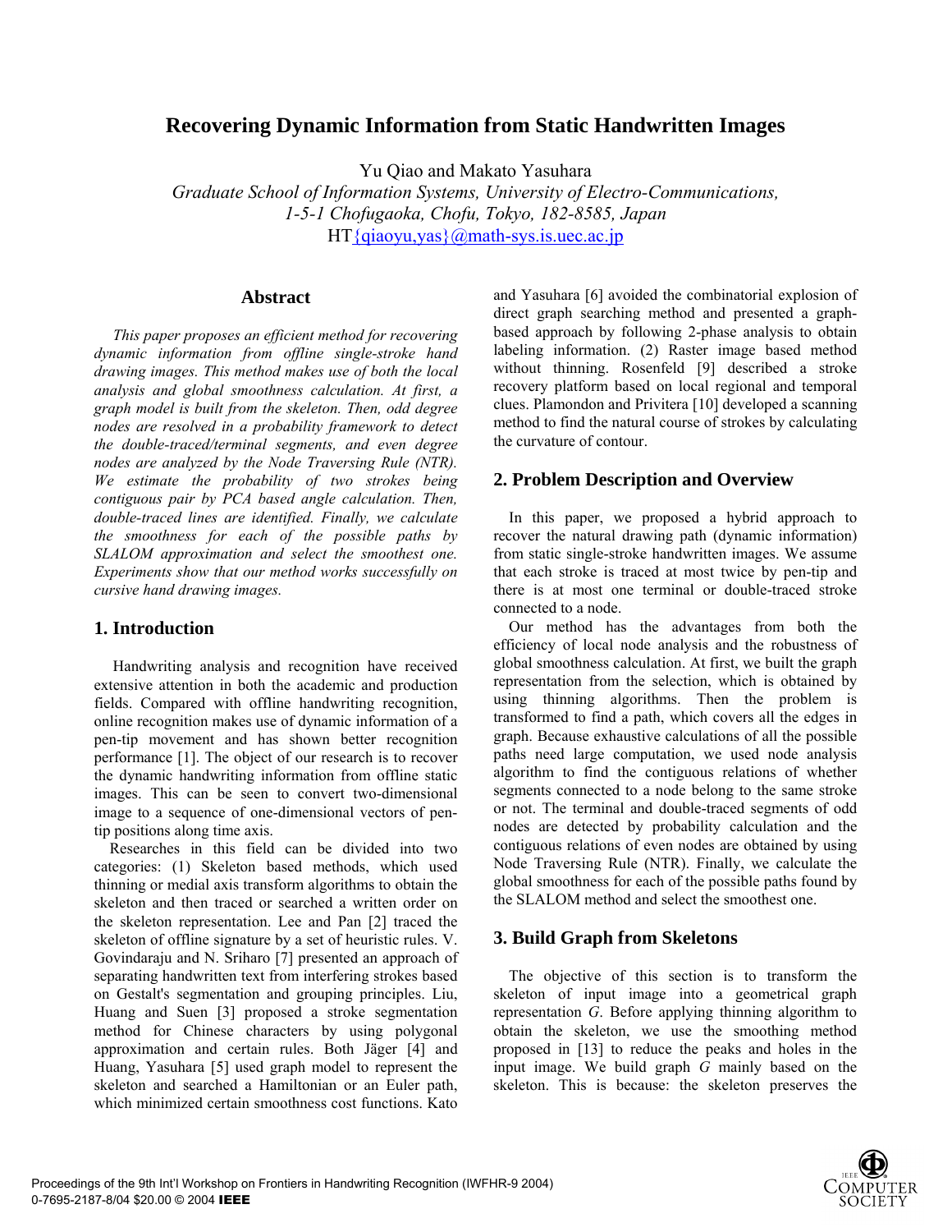# Recovering Dynamic Information from Static Handwritten Images

Yu Qiao and Makato Yasuhara

*Graduate School of Information Systems, University of Electro-Communications, 1-5-1 Chofugaoka, Chofu, Tokyo, 182-8585, Japan*

HT{qiaoyu,yas}@math-sys.is.uec.ac.jp

## Abstract

*This paper proposes an efficient method for recovering dynamic information from offline single-stroke hand drawing images. This method makes use of both the local analysis and global smoothness calculation. At first, a graph model is built from the skeleton. Then, odd degree nodes are resolved in a probability framework to detect the double-traced/terminal segments, and even degree nodes are analyzed by the Node Traversing Rule (NTR). We estimate the probability of two strokes being contiguous pair by PCA based angle calculation. Then, double-traced lines are identified. Finally, we calculate the smoothness for each of the possible paths by SLALOM approximation and select the smoothest one. Experiments show that our method works successfully on cursive hand drawing images.*

## 1. Introduction

Handwriting analysis and recognition have received extensive attention in both the academic and production fields. Compared with offline handwriting recognition, online recognition makes use of dynamic information of a pen-tip movement and has shown better recognition performance [1]. The object of our research is to recover the dynamic handwriting information from offline static images. This can be seen to convert two-dimensional image to a sequence of one-dimensional vectors of pen-tip positions along time axis.

Researches in this field can be divided into two categories: (1) Skeleton based methods, which used thinning or medial axis transform algorithms to obtain the skeleton and then traced or searched a written order on the skeleton representation. Lee and Pan [2] traced the skeleton of offline signature by a set of heuristic rules. V. Govindaraju and N. Sriharo [7] presented an approach of separating handwritten text from interfering strokes based on Gestalt's segmentation and grouping principles. Liu, Huang and Suen [3] proposed a stroke segmentation method for Chinese characters by using polygonal approximation and certain rules. Both Jäger [4] and Huang, Yasuhara [5] used graph model to represent the skeleton and searched a Hamiltonian or an Euler path, which minimized certain smoothness cost functions. Kato and Yasuhara [6] avoided the combinatorial explosion of direct graph searching method and presented a graph-based approach by following 2-phase analysis to obtain labeling information. (2) Raster image based method without thinning. Rosenfeld [9] described a stroke recovery platform based on local regional and temporal clues. Plamondon and Privitera [10] developed a scanning method to find the natural course of strokes by calculating the curvature of contour.

## 2. Problem Description and Overview

In this paper, we proposed a hybrid approach to recover the natural drawing path (dynamic information) from static single-stroke handwritten images. We assume that each stroke is traced at most twice by pen-tip and there is at most one terminal or double-traced stroke connected to a node.

Our method has the advantages from both the efficiency of local node analysis and the robustness of global smoothness calculation. At first, we built the graph representation from the selection, which is obtained by using thinning algorithms. Then the problem is transformed to find a path, which covers all the edges in graph. Because exhaustive calculations of all the possible paths need large computation, we used node analysis algorithm to find the contiguous relations of whether segments connected to a node belong to the same stroke or not. The terminal and double-traced segments of odd nodes are detected by probability calculation and the contiguous relations of even nodes are obtained by using Node Traversing Rule (NTR). Finally, we calculate the global smoothness for each of the possible paths found by the SLALOM method and select the smoothest one.

## 3. Build Graph from Skeletons

The objective of this section is to transform the skeleton of input image into a geometrical graph representation *G*. Before applying thinning algorithm to obtain the skeleton, we use the smoothing method proposed in [13] to reduce the peaks and holes in the input image. We build graph *G* mainly based on the skeleton. This is because: the skeleton preserves the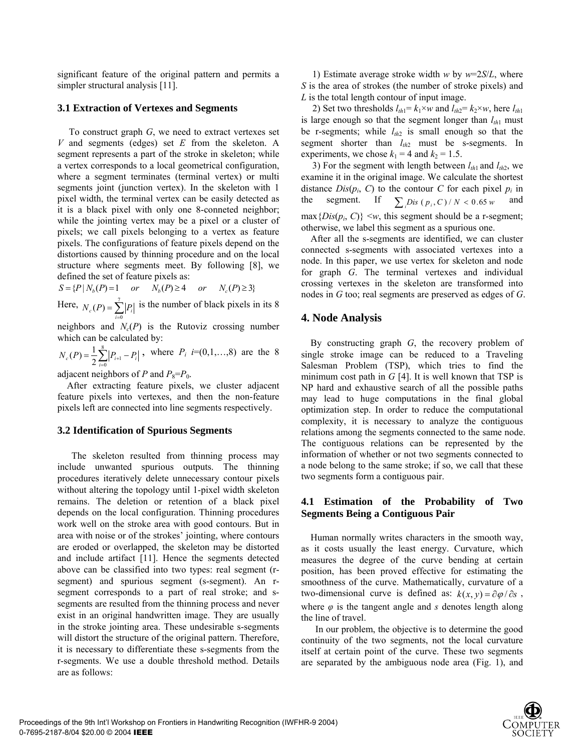significant feature of the original pattern and permits a simpler structural analysis [11].

### 3.1 Extraction of Vertexes and Segments

To construct graph $G$, we need to extract vertexes set $V$ and segments (edges) set $E$ from the skeleton. A segment represents a part of the stroke in skeleton; while a vertex corresponds to a local geometrical configuration, where a segment terminates (terminal vertex) or multi segments joint (junction vertex). In the skeleton with 1 pixel width, the terminal vertex can be easily detected as it is a black pixel with only one 8-conneted neighbor; while the jointing vertex may be a pixel or a cluster of pixels; we call pixels belonging to a vertex as feature pixels. The configurations of feature pixels depend on the distortions caused by thinning procedure and on the local structure where segments meet. By following [8], we defined the set of feature pixels as:

$$S = \{P \mid N_b(P) = 1 \quad or \quad N_b(P) \geq 4 \quad or \quad N_c(P) \geq 3\}$$

Here, $N_c(P) = \sum_{i=0}^{7} |P_i|$ is the number of black pixels in its 8 neighbors and $N_c(P)$ is the Rutoviz crossing number which can be calculated by:

$N_c(P) = \frac{1}{2}\sum_{i=0}^{8} |P_{i+1} - P_i|$, where $P_i$ $i$=(0,1,…,8) are the 8 adjacent neighbors of $P$ and $P_8$=$P_0$.

After extracting feature pixels, we cluster adjacent feature pixels into vertexes, and then the non-feature pixels left are connected into line segments respectively.

### 3.2 Identification of Spurious Segments

The skeleton resulted from thinning process may include unwanted spurious outputs. The thinning procedures iteratively delete unnecessary contour pixels without altering the topology until 1-pixel width skeleton remains. The deletion or retention of a black pixel depends on the local configuration. Thinning procedures work well on the stroke area with good contours. But in area with noise or of the strokes' jointing, where contours are eroded or overlapped, the skeleton may be distorted and include artifact [11]. Hence the segments detected above can be classified into two types: real segment (r-segment) and spurious segment (s-segment). An r-segment corresponds to a part of real stroke; and s-segments are resulted from the thinning process and never exist in an original handwritten image. They are usually in the stroke jointing area. These undesirable s-segments will distort the structure of the original pattern. Therefore, it is necessary to differentiate these s-segments from the r-segments. We use a double threshold method. Details are as follows:

1) Estimate average stroke width $w$ by $w$=2$S$/$L$, where $S$ is the area of strokes (the number of stroke pixels) and $L$ is the total length contour of input image.

2) Set two thresholds $l_{th1}$= $k_1$×$w$ and $l_{th2}$= $k_2$×$w$, here $l_{th1}$ is large enough so that the segment longer than $l_{th1}$ must be r-segments; while $l_{th2}$ is small enough so that the segment shorter than $l_{th2}$ must be s-segments. In experiments, we chose $k_1$ = 4 and $k_2$ = 1.5.

3) For the segment with length between $l_{th1}$ and $l_{th2}$, we examine it in the original image. We calculate the shortest distance $Dis(p_i, C)$ to the contour $C$ for each pixel $p_i$ in the segment. If $\sum_i Dis(p_i, C)/N < 0.65w$ and $\max\{Dis(p_i, C)\} < w$, this segment should be a r-segment; otherwise, we label this segment as a spurious one.

After all the s-segments are identified, we can cluster connected s-segments with associated vertexes into a node. In this paper, we use vertex for skeleton and node for graph $G$. The terminal vertexes and individual crossing vertexes in the skeleton are transformed into nodes in $G$ too; real segments are preserved as edges of $G$.

## 4. Node Analysis

By constructing graph $G$, the recovery problem of single stroke image can be reduced to a Traveling Salesman Problem (TSP), which tries to find the minimum cost path in $G$ [4]. It is well known that TSP is NP hard and exhaustive search of all the possible paths may lead to huge computations in the final global optimization step. In order to reduce the computational complexity, it is necessary to analyze the contiguous relations among the segments connected to the same node. The contiguous relations can be represented by the information of whether or not two segments connected to a node belong to the same stroke; if so, we call that these two segments form a contiguous pair.

### 4.1 Estimation of the Probability of Two Segments Being a Contiguous Pair

Human normally writes characters in the smooth way, as it costs usually the least energy. Curvature, which measures the degree of the curve bending at certain position, has been proved effective for estimating the smoothness of the curve. Mathematically, curvature of a two-dimensional curve is defined as: $k(x, y) = \partial\varphi / \partial s$, where $\varphi$ is the tangent angle and $s$ denotes length along the line of travel.

In our problem, the objective is to determine the good continuity of the two segments, not the local curvature itself at certain point of the curve. These two segments are separated by the ambiguous node area (Fig. 1), and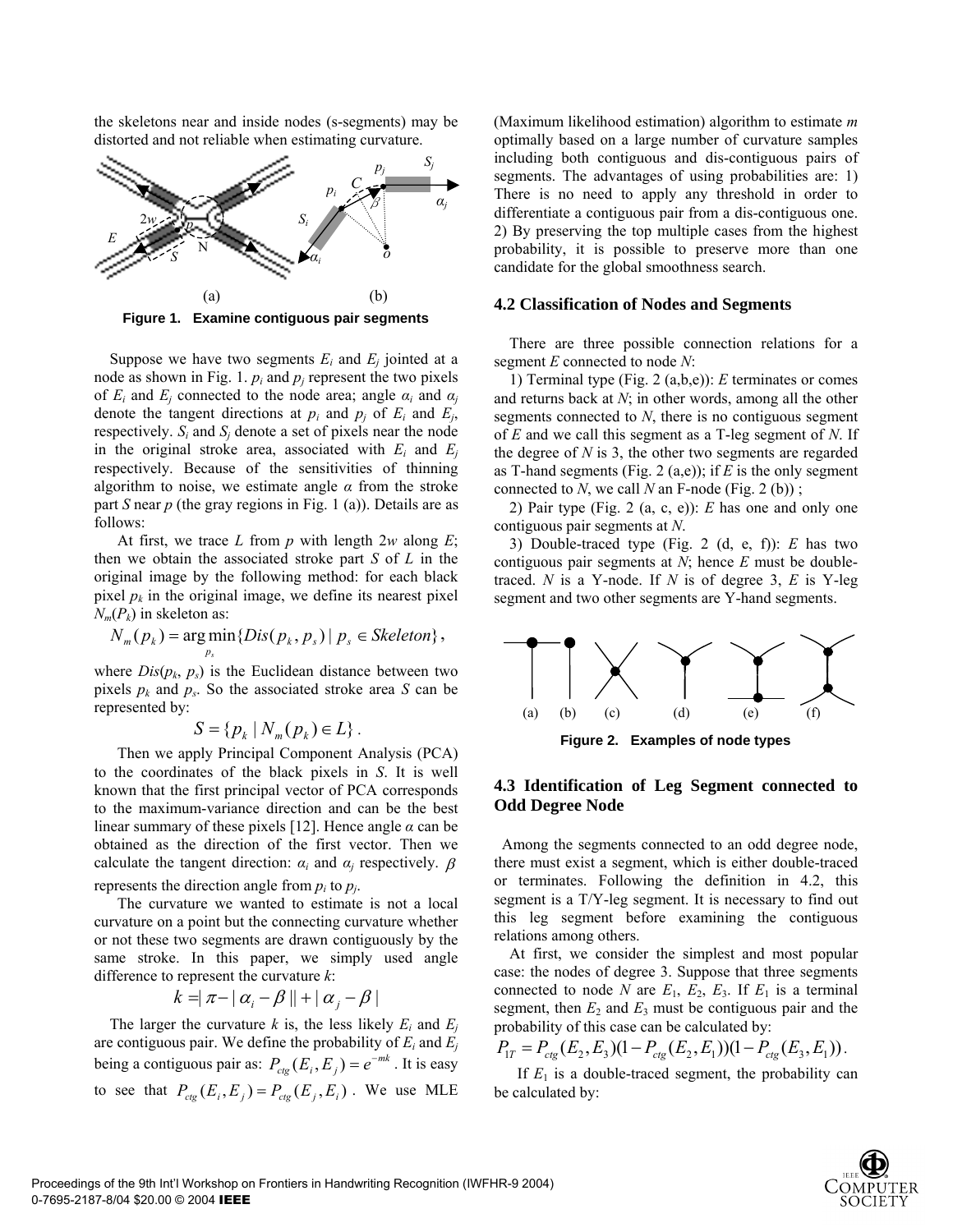the skeletons near and inside nodes (s-segments) may be distorted and not reliable when estimating curvature.

**Figure 1. Examine contiguous pair segments**

Suppose we have two segments $E_i$ and $E_j$ jointed at a node as shown in Fig. 1. $p_i$ and $p_j$ represent the two pixels of $E_i$ and $E_j$ connected to the node area; angle $\alpha_i$ and $\alpha_j$ denote the tangent directions at $p_i$ and $p_j$ of $E_i$ and $E_j$, respectively. $S_i$ and $S_j$ denote a set of pixels near the node in the original stroke area, associated with $E_i$ and $E_j$ respectively. Because of the sensitivities of thinning algorithm to noise, we estimate angle $\alpha$ from the stroke part $S$ near $p$ (the gray regions in Fig. 1 (a)). Details are as follows:

At first, we trace $L$ from $p$ with length $2w$ along $E$; then we obtain the associated stroke part $S$ of $L$ in the original image by the following method: for each black pixel $p_k$ in the original image, we define its nearest pixel $N_m(P_k)$ in skeleton as:

$$N_m(p_k) = \arg\min_{p_s} \{Dis(p_k, p_s) \mid p_s \in Skeleton\},$$

where $Dis(p_k, p_s)$ is the Euclidean distance between two pixels $p_k$ and $p_s$. So the associated stroke area $S$ can be represented by:

$$S = \{p_k \mid N_m(p_k) \in L\}.$$

Then we apply Principal Component Analysis (PCA) to the coordinates of the black pixels in $S$. It is well known that the first principal vector of PCA corresponds to the maximum-variance direction and can be the best linear summary of these pixels [12]. Hence angle $\alpha$ can be obtained as the direction of the first vector. Then we calculate the tangent direction: $\alpha_i$ and $\alpha_j$ respectively. $\beta$ represents the direction angle from $p_i$ to $p_j$.

The curvature we wanted to estimate is not a local curvature on a point but the connecting curvature whether or not these two segments are drawn contiguously by the same stroke. In this paper, we simply used angle difference to represent the curvature $k$:

$$k = |\pi - |\alpha_i - \beta|| + |\alpha_j - \beta|$$

The larger the curvature $k$ is, the less likely $E_i$ and $E_j$ are contiguous pair. We define the probability of $E_i$ and $E_j$ being a contiguous pair as: $P_{ctg}(E_i, E_j) = e^{-mk}$. It is easy to see that $P_{ctg}(E_i, E_j) = P_{ctg}(E_j, E_i)$. We use MLE (Maximum likelihood estimation) algorithm to estimate $m$ optimally based on a large number of curvature samples including both contiguous and dis-contiguous pairs of segments. The advantages of using probabilities are: 1) There is no need to apply any threshold in order to differentiate a contiguous pair from a dis-contiguous one. 2) By preserving the top multiple cases from the highest probability, it is possible to preserve more than one candidate for the global smoothness search.

### 4.2 Classification of Nodes and Segments

There are three possible connection relations for a segment $E$ connected to node $N$:

1) Terminal type (Fig. 2 (a,b,e)): $E$ terminates or comes and returns back at $N$; in other words, among all the other segments connected to $N$, there is no contiguous segment of $E$ and we call this segment as a T-leg segment of $N$. If the degree of $N$ is 3, the other two segments are regarded as T-hand segments (Fig. 2 (a,e)); if $E$ is the only segment connected to $N$, we call $N$ an F-node (Fig. 2 (b)) ;

2) Pair type (Fig. 2 (a, c, e)): $E$ has one and only one contiguous pair segments at $N$.

3) Double-traced type (Fig. 2 (d, e, f)): $E$ has two contiguous pair segments at $N$; hence $E$ must be double-traced. $N$ is a Y-node. If $N$ is of degree 3, $E$ is Y-leg segment and two other segments are Y-hand segments.

**Figure 2. Examples of node types**

### 4.3 Identification of Leg Segment connected to Odd Degree Node

Among the segments connected to an odd degree node, there must exist a segment, which is either double-traced or terminates. Following the definition in 4.2, this segment is a T/Y-leg segment. It is necessary to find out this leg segment before examining the contiguous relations among others.

At first, we consider the simplest and most popular case: the nodes of degree 3. Suppose that three segments connected to node $N$ are $E_1$, $E_2$, $E_3$. If $E_1$ is a terminal segment, then $E_2$ and $E_3$ must be contiguous pair and the probability of this case can be calculated by:

$$P_{1T} = P_{ctg}(E_2, E_3)(1 - P_{ctg}(E_2, E_1))(1 - P_{ctg}(E_3, E_1)).$$

If $E_1$ is a double-traced segment, the probability can be calculated by: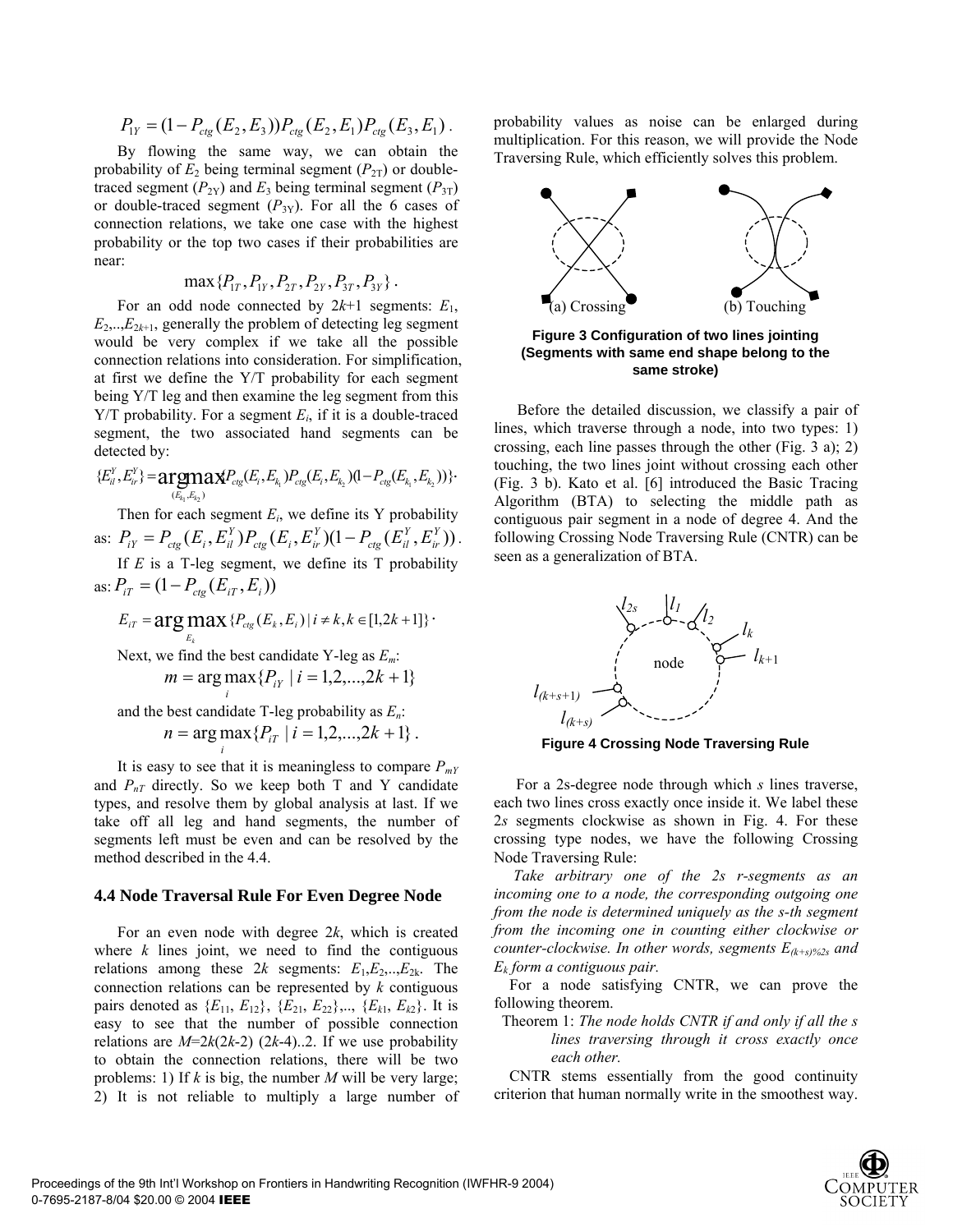$$P_{1Y} = (1 - P_{ctg}(E_2, E_3))P_{ctg}(E_2, E_1)P_{ctg}(E_3, E_1) .$$

By flowing the same way, we can obtain the probability of $E_2$ being terminal segment ($P_{2T}$) or double-traced segment ($P_{2Y}$) and $E_3$ being terminal segment ($P_{3T}$) or double-traced segment ($P_{3Y}$). For all the 6 cases of connection relations, we take one case with the highest probability or the top two cases if their probabilities are near:

$$\max\{P_{1T}, P_{1Y}, P_{2T}, P_{2Y}, P_{3T}, P_{3Y}\} .$$

For an odd node connected by $2k$+1 segments: $E_1$, $E_2$,..,$E_{2k+1}$, generally the problem of detecting leg segment would be very complex if we take all the possible connection relations into consideration. For simplification, at first we define the Y/T probability for each segment being Y/T leg and then examine the leg segment from this Y/T probability. For a segment $E_i$, if it is a double-traced segment, the two associated hand segments can be detected by:

$$\{E_{il}^Y, E_{ir}^Y\} = \underset{(E_{k_1}, E_{k_2})}{\arg\max}\{P_{ctg}(E_i, E_{k_1})P_{ctg}(E_i, E_{k_2})(1 - P_{ctg}(E_{k_1}, E_{k_2}))\} \cdot$$

Then for each segment $E_i$, we define its Y probability as: $P_{iY} = P_{ctg}(E_i, E_{il}^Y)P_{ctg}(E_i, E_{ir}^Y)(1 - P_{ctg}(E_{il}^Y, E_{ir}^Y))$.

If $E$ is a T-leg segment, we define its T probability as: $P_{iT} = (1 - P_{ctg}(E_{iT}, E_i))$

$$E_{iT} = \underset{E_k}{\arg\max}\{P_{ctg}(E_k, E_i) \mid i \neq k, k \in [1, 2k+1]\} \cdot$$

Next, we find the best candidate Y-leg as $E_m$:

$$m = \arg\max_i \{P_{iY} \mid i = 1, 2, ..., 2k+1\}$$

and the best candidate T-leg probability as $E_n$:

$$n = \arg\max_i \{P_{iT} \mid i = 1, 2, ..., 2k+1\} .$$

It is easy to see that it is meaningless to compare $P_{mY}$ and $P_{nT}$ directly. So we keep both T and Y candidate types, and resolve them by global analysis at last. If we take off all leg and hand segments, the number of segments left must be even and can be resolved by the method described in the 4.4.

### 4.4 Node Traversal Rule For Even Degree Node

For an even node with degree $2k$, which is created where $k$ lines joint, we need to find the contiguous relations among these $2k$ segments: $E_1$,$E_2$,..,$E_{2k}$. The connection relations can be represented by $k$ contiguous pairs denoted as $\{E_{11}, E_{12}\}$, $\{E_{21}, E_{22}\}$,.., $\{E_{k1}, E_{k2}\}$. It is easy to see that the number of possible connection relations are $M$=$2k(2k\text{-}2)$ $(2k\text{-}4)$..2. If we use probability to obtain the connection relations, there will be two problems: 1) If $k$ is big, the number $M$ will be very large; 2) It is not reliable to multiply a large number of probability values as noise can be enlarged during multiplication. For this reason, we will provide the Node Traversing Rule, which efficiently solves this problem.

(a) Crossing (b) Touching

**Figure 3 Configuration of two lines jointing (Segments with same end shape belong to the same stroke)**

Before the detailed discussion, we classify a pair of lines, which traverse through a node, into two types: 1) crossing, each line passes through the other (Fig. 3 a); 2) touching, the two lines joint without crossing each other (Fig. 3 b). Kato et al. [6] introduced the Basic Tracing Algorithm (BTA) to selecting the middle path as contiguous pair segment in a node of degree 4. And the following Crossing Node Traversing Rule (CNTR) can be seen as a generalization of BTA.

**Figure 4 Crossing Node Traversing Rule**

For a 2s-degree node through which $s$ lines traverse, each two lines cross exactly once inside it. We label these $2s$ segments clockwise as shown in Fig. 4. For these crossing type nodes, we have the following Crossing Node Traversing Rule:

*Take arbitrary one of the 2s r-segments as an incoming one to a node, the corresponding outgoing one from the node is determined uniquely as the s-th segment from the incoming one in counting either clockwise or counter-clockwise. In other words, segments $E_{(k+s)\%2s}$ and $E_k$ form a contiguous pair.*

For a node satisfying CNTR, we can prove the following theorem.

Theorem 1: *The node holds CNTR if and only if all the s lines traversing through it cross exactly once each other.*

CNTR stems essentially from the good continuity criterion that human normally write in the smoothest way.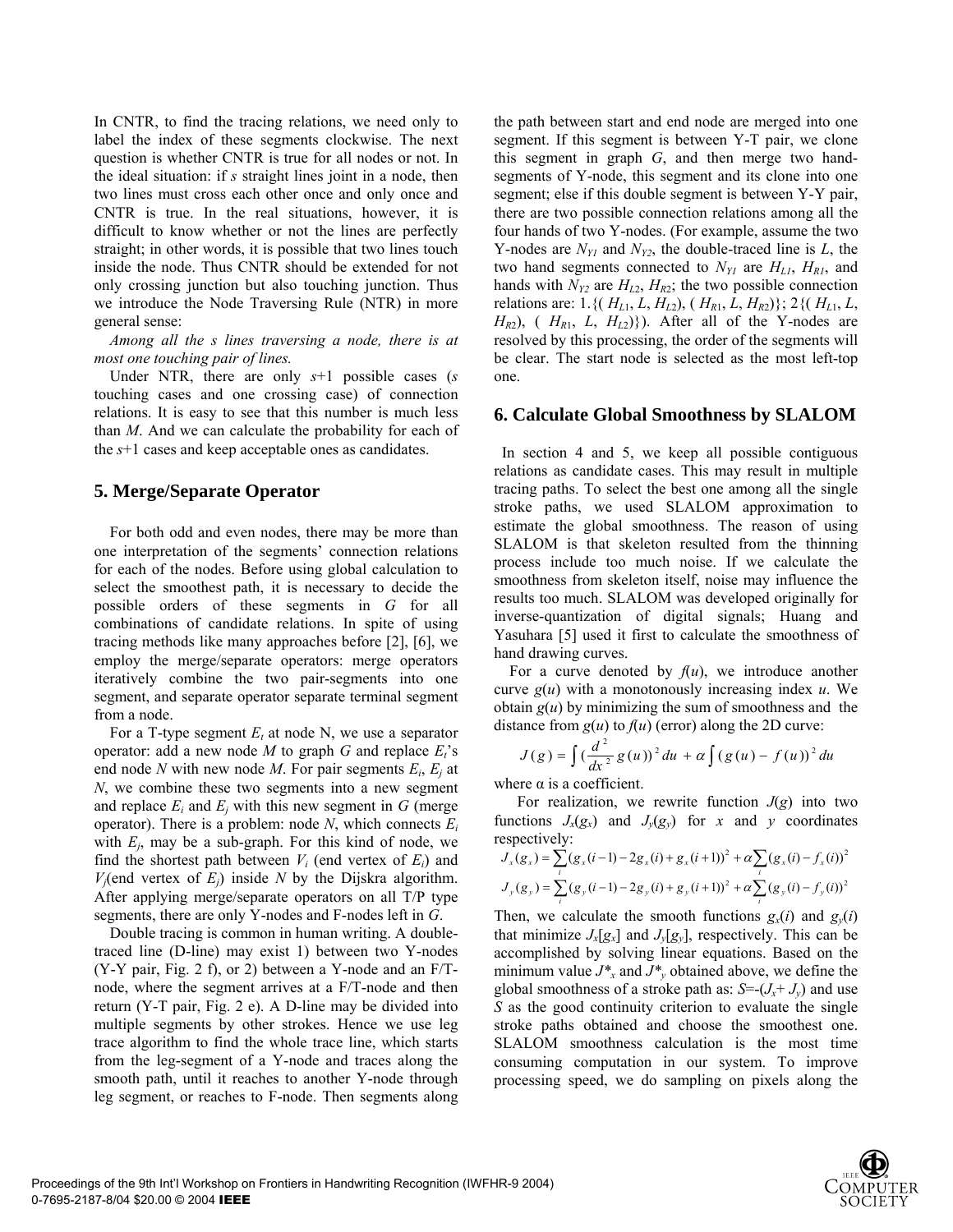In CNTR, to find the tracing relations, we need only to label the index of these segments clockwise. The next question is whether CNTR is true for all nodes or not. In the ideal situation: if $s$ straight lines joint in a node, then two lines must cross each other once and only once and CNTR is true. In the real situations, however, it is difficult to know whether or not the lines are perfectly straight; in other words, it is possible that two lines touch inside the node. Thus CNTR should be extended for not only crossing junction but also touching junction. Thus we introduce the Node Traversing Rule (NTR) in more general sense:

*Among all the s lines traversing a node, there is at most one touching pair of lines.*

Under NTR, there are only $s$+1 possible cases ($s$ touching cases and one crossing case) of connection relations. It is easy to see that this number is much less than $M$. And we can calculate the probability for each of the $s$+1 cases and keep acceptable ones as candidates.

## 5. Merge/Separate Operator

For both odd and even nodes, there may be more than one interpretation of the segments' connection relations for each of the nodes. Before using global calculation to select the smoothest path, it is necessary to decide the possible orders of these segments in $G$ for all combinations of candidate relations. In spite of using tracing methods like many approaches before [2], [6], we employ the merge/separate operators: merge operators iteratively combine the two pair-segments into one segment, and separate operator separate terminal segment from a node.

For a T-type segment $E_t$ at node N, we use a separator operator: add a new node $M$ to graph $G$ and replace $E_t$'s end node $N$ with new node $M$. For pair segments $E_i$, $E_j$ at $N$, we combine these two segments into a new segment and replace $E_i$ and $E_j$ with this new segment in $G$ (merge operator). There is a problem: node $N$, which connects $E_i$ with $E_j$, may be a sub-graph. For this kind of node, we find the shortest path between $V_i$ (end vertex of $E_i$) and $V_j$(end vertex of $E_j$) inside $N$ by the Dijskra algorithm. After applying merge/separate operators on all T/P type segments, there are only Y-nodes and F-nodes left in $G$.

Double tracing is common in human writing. A double-traced line (D-line) may exist 1) between two Y-nodes (Y-Y pair, Fig. 2 f), or 2) between a Y-node and an F/T-node, where the segment arrives at a F/T-node and then return (Y-T pair, Fig. 2 e). A D-line may be divided into multiple segments by other strokes. Hence we use leg trace algorithm to find the whole trace line, which starts from the leg-segment of a Y-node and traces along the smooth path, until it reaches to another Y-node through leg segment, or reaches to F-node. Then segments along the path between start and end node are merged into one segment. If this segment is between Y-T pair, we clone this segment in graph $G$, and then merge two hand-segments of Y-node, this segment and its clone into one segment; else if this double segment is between Y-Y pair, there are two possible connection relations among all the four hands of two Y-nodes. (For example, assume the two Y-nodes are $N_{Y1}$ and $N_{Y2}$, the double-traced line is $L$, the two hand segments connected to $N_{Y1}$ are $H_{L1}$, $H_{R1}$, and hands with $N_{Y2}$ are $H_{L2}$, $H_{R2}$; the two possible connection relations are: 1.{( $H_{L1}$, $L$, $H_{L2}$), ( $H_{R1}$, $L$, $H_{R2}$)}; 2{( $H_{L1}$, $L$, $H_{R2}$), ( $H_{R1}$, $L$, $H_{L2}$)}). After all of the Y-nodes are resolved by this processing, the order of the segments will be clear. The start node is selected as the most left-top one.

## 6. Calculate Global Smoothness by SLALOM

In section 4 and 5, we keep all possible contiguous relations as candidate cases. This may result in multiple tracing paths. To select the best one among all the single stroke paths, we used SLALOM approximation to estimate the global smoothness. The reason of using SLALOM is that skeleton resulted from the thinning process include too much noise. If we calculate the smoothness from skeleton itself, noise may influence the results too much. SLALOM was developed originally for inverse-quantization of digital signals; Huang and Yasuhara [5] used it first to calculate the smoothness of hand drawing curves.

For a curve denoted by $f(u)$, we introduce another curve $g(u)$ with a monotonously increasing index $u$. We obtain $g(u)$ by minimizing the sum of smoothness and the distance from $g(u)$ to $f(u)$ (error) along the 2D curve:

$$J(g) = \int \left(\frac{d^2}{dx^2} g(u)\right)^2 du + \alpha \int (g(u) - f(u))^2 du$$

where α is a coefficient.

For realization, we rewrite function $J(g)$ into two functions $J_x(g_x)$ and $J_y(g_y)$ for $x$ and $y$ coordinates respectively:

$$J_x(g_x) = \sum_i (g_x(i-1) - 2g_x(i) + g_x(i+1))^2 + \alpha \sum_i (g_x(i) - f_x(i))^2$$

$$J_y(g_y) = \sum_i (g_y(i-1) - 2g_y(i) + g_y(i+1))^2 + \alpha \sum_i (g_y(i) - f_y(i))^2$$

Then, we calculate the smooth functions $g_x(i)$ and $g_y(i)$ that minimize $J_x[g_x]$ and $J_y[g_y]$, respectively. This can be accomplished by solving linear equations. Based on the minimum value $J^*_x$ and $J^*_y$ obtained above, we define the global smoothness of a stroke path as: $S$=-($J_x$+ $J_y$) and use $S$ as the good continuity criterion to evaluate the single stroke paths obtained and choose the smoothest one. SLALOM smoothness calculation is the most time consuming computation in our system. To improve processing speed, we do sampling on pixels along the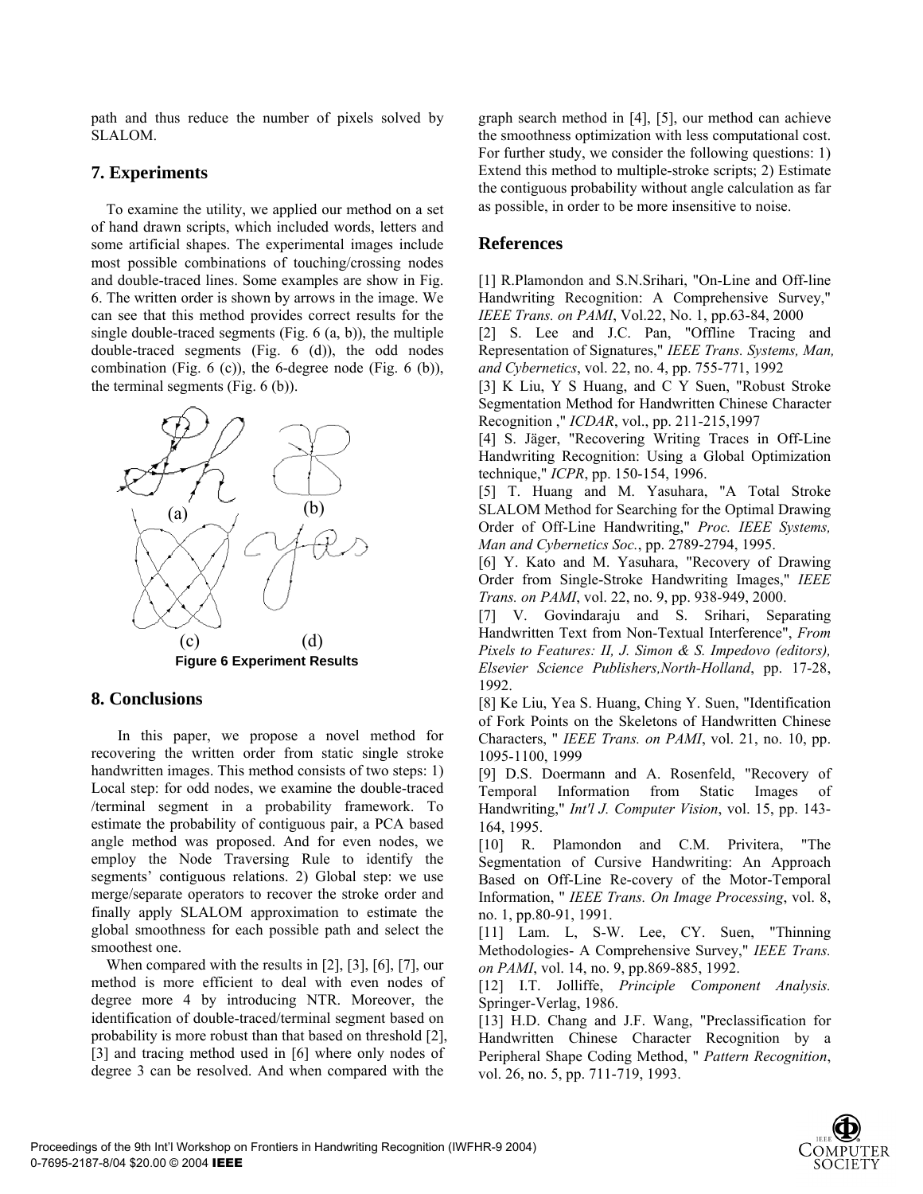path and thus reduce the number of pixels solved by SLALOM.

## 7. Experiments

To examine the utility, we applied our method on a set of hand drawn scripts, which included words, letters and some artificial shapes. The experimental images include most possible combinations of touching/crossing nodes and double-traced lines. Some examples are show in Fig. 6. The written order is shown by arrows in the image. We can see that this method provides correct results for the single double-traced segments (Fig. 6 (a, b)), the multiple double-traced segments (Fig. 6 (d)), the odd nodes combination (Fig. 6 (c)), the 6-degree node (Fig. 6 (b)), the terminal segments (Fig. 6 (b)).

(a) (b)

(c) (d)

**Figure 6 Experiment Results**

## 8. Conclusions

In this paper, we propose a novel method for recovering the written order from static single stroke handwritten images. This method consists of two steps: 1) Local step: for odd nodes, we examine the double-traced /terminal segment in a probability framework. To estimate the probability of contiguous pair, a PCA based angle method was proposed. And for even nodes, we employ the Node Traversing Rule to identify the segments' contiguous relations. 2) Global step: we use merge/separate operators to recover the stroke order and finally apply SLALOM approximation to estimate the global smoothness for each possible path and select the smoothest one.

When compared with the results in [2], [3], [6], [7], our method is more efficient to deal with even nodes of degree more 4 by introducing NTR. Moreover, the identification of double-traced/terminal segment based on probability is more robust than that based on threshold [2], [3] and tracing method used in [6] where only nodes of degree 3 can be resolved. And when compared with the graph search method in [4], [5], our method can achieve the smoothness optimization with less computational cost. For further study, we consider the following questions: 1) Extend this method to multiple-stroke scripts; 2) Estimate the contiguous probability without angle calculation as far as possible, in order to be more insensitive to noise.

## References

[1] R.Plamondon and S.N.Srihari, "On-Line and Off-line Handwriting Recognition: A Comprehensive Survey," *IEEE Trans. on PAMI*, Vol.22, No. 1, pp.63-84, 2000

[2] S. Lee and J.C. Pan, "Offline Tracing and Representation of Signatures," *IEEE Trans. Systems, Man, and Cybernetics*, vol. 22, no. 4, pp. 755-771, 1992

[3] K Liu, Y S Huang, and C Y Suen, "Robust Stroke Segmentation Method for Handwritten Chinese Character Recognition ," *ICDAR*, vol., pp. 211-215,1997

[4] S. Jäger, "Recovering Writing Traces in Off-Line Handwriting Recognition: Using a Global Optimization technique," *ICPR*, pp. 150-154, 1996.

[5] T. Huang and M. Yasuhara, "A Total Stroke SLALOM Method for Searching for the Optimal Drawing Order of Off-Line Handwriting," *Proc. IEEE Systems, Man and Cybernetics Soc.*, pp. 2789-2794, 1995.

[6] Y. Kato and M. Yasuhara, "Recovery of Drawing Order from Single-Stroke Handwriting Images," *IEEE Trans. on PAMI*, vol. 22, no. 9, pp. 938-949, 2000.

[7] V. Govindaraju and S. Srihari, Separating Handwritten Text from Non-Textual Interference", *From Pixels to Features: II, J. Simon & S. Impedovo (editors), Elsevier Science Publishers,North-Holland*, pp. 17-28, 1992.

[8] Ke Liu, Yea S. Huang, Ching Y. Suen, "Identification of Fork Points on the Skeletons of Handwritten Chinese Characters, " *IEEE Trans. on PAMI*, vol. 21, no. 10, pp. 1095-1100, 1999

[9] D.S. Doermann and A. Rosenfeld, "Recovery of Temporal Information from Static Images of Handwriting," *Int'l J. Computer Vision*, vol. 15, pp. 143-164, 1995.

[10] R. Plamondon and C.M. Privitera, "The Segmentation of Cursive Handwriting: An Approach Based on Off-Line Re-covery of the Motor-Temporal Information, " *IEEE Trans. On Image Processing*, vol. 8, no. 1, pp.80-91, 1991.

[11] Lam. L, S-W. Lee, CY. Suen, "Thinning Methodologies- A Comprehensive Survey," *IEEE Trans. on PAMI*, vol. 14, no. 9, pp.869-885, 1992.

[12] I.T. Jolliffe, *Principle Component Analysis.* Springer-Verlag, 1986.

[13] H.D. Chang and J.F. Wang, "Preclassification for Handwritten Chinese Character Recognition by a Peripheral Shape Coding Method, " *Pattern Recognition*, vol. 26, no. 5, pp. 711-719, 1993.